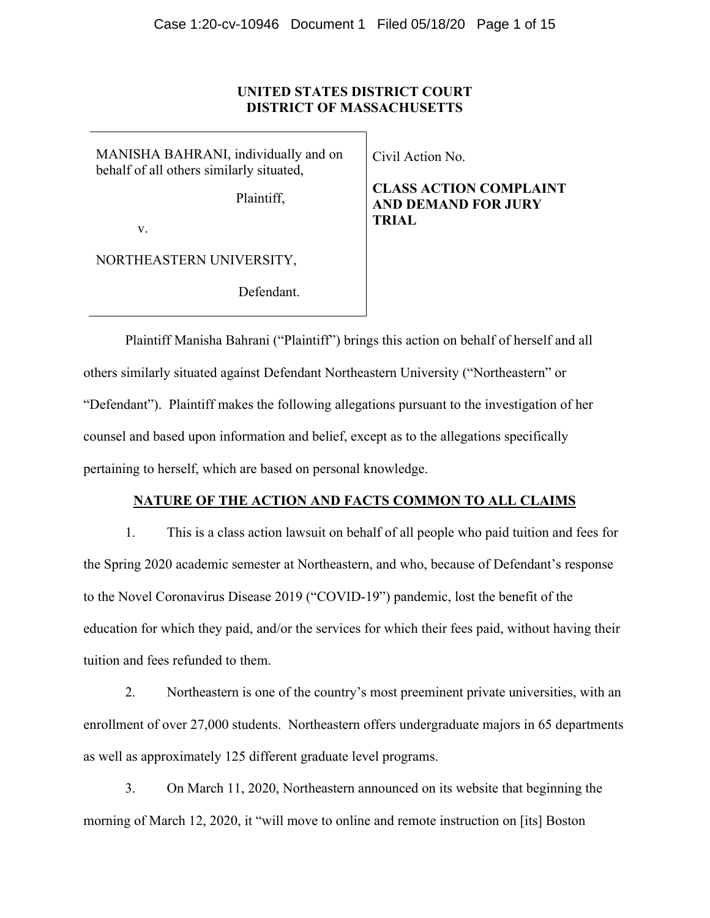**UNITED STATES DISTRICT COURT**
**DISTRICT OF MASSACHUSETTS**

| | |
|---|---|
| MANISHA BAHRANI, individually and on behalf of all others similarly situated,<br><br>Plaintiff,<br><br>v.<br><br>NORTHEASTERN UNIVERSITY,<br><br>Defendant. | Civil Action No.<br><br>**CLASS ACTION COMPLAINT AND DEMAND FOR JURY TRIAL** |

Plaintiff Manisha Bahrani ("Plaintiff") brings this action on behalf of herself and all others similarly situated against Defendant Northeastern University ("Northeastern" or "Defendant"). Plaintiff makes the following allegations pursuant to the investigation of her counsel and based upon information and belief, except as to the allegations specifically pertaining to herself, which are based on personal knowledge.

**NATURE OF THE ACTION AND FACTS COMMON TO ALL CLAIMS**

1. This is a class action lawsuit on behalf of all people who paid tuition and fees for the Spring 2020 academic semester at Northeastern, and who, because of Defendant's response to the Novel Coronavirus Disease 2019 ("COVID-19") pandemic, lost the benefit of the education for which they paid, and/or the services for which their fees paid, without having their tuition and fees refunded to them.

2. Northeastern is one of the country's most preeminent private universities, with an enrollment of over 27,000 students. Northeastern offers undergraduate majors in 65 departments as well as approximately 125 different graduate level programs.

3. On March 11, 2020, Northeastern announced on its website that beginning the morning of March 12, 2020, it "will move to online and remote instruction on [its] Boston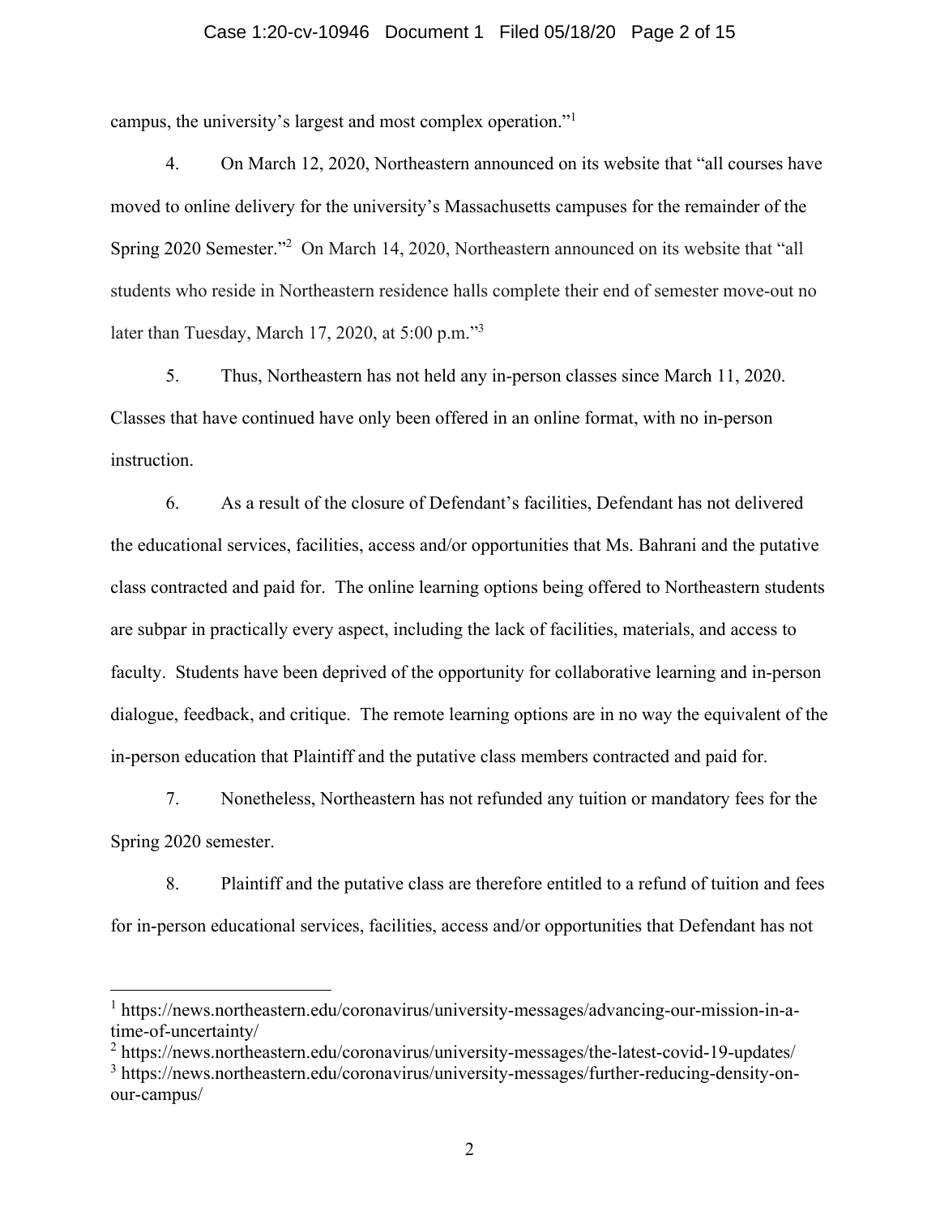campus, the university's largest and most complex operation."[1]

4. On March 12, 2020, Northeastern announced on its website that "all courses have moved to online delivery for the university's Massachusetts campuses for the remainder of the Spring 2020 Semester."[2] On March 14, 2020, Northeastern announced on its website that "all students who reside in Northeastern residence halls complete their end of semester move-out no later than Tuesday, March 17, 2020, at 5:00 p.m."[3]

5. Thus, Northeastern has not held any in-person classes since March 11, 2020. Classes that have continued have only been offered in an online format, with no in-person instruction.

6. As a result of the closure of Defendant's facilities, Defendant has not delivered the educational services, facilities, access and/or opportunities that Ms. Bahrani and the putative class contracted and paid for. The online learning options being offered to Northeastern students are subpar in practically every aspect, including the lack of facilities, materials, and access to faculty. Students have been deprived of the opportunity for collaborative learning and in-person dialogue, feedback, and critique. The remote learning options are in no way the equivalent of the in-person education that Plaintiff and the putative class members contracted and paid for.

7. Nonetheless, Northeastern has not refunded any tuition or mandatory fees for the Spring 2020 semester.

8. Plaintiff and the putative class are therefore entitled to a refund of tuition and fees for in-person educational services, facilities, access and/or opportunities that Defendant has not

---

[1] https://news.northeastern.edu/coronavirus/university-messages/advancing-our-mission-in-a-time-of-uncertainty/

[2] https://news.northeastern.edu/coronavirus/university-messages/the-latest-covid-19-updates/

[3] https://news.northeastern.edu/coronavirus/university-messages/further-reducing-density-on-our-campus/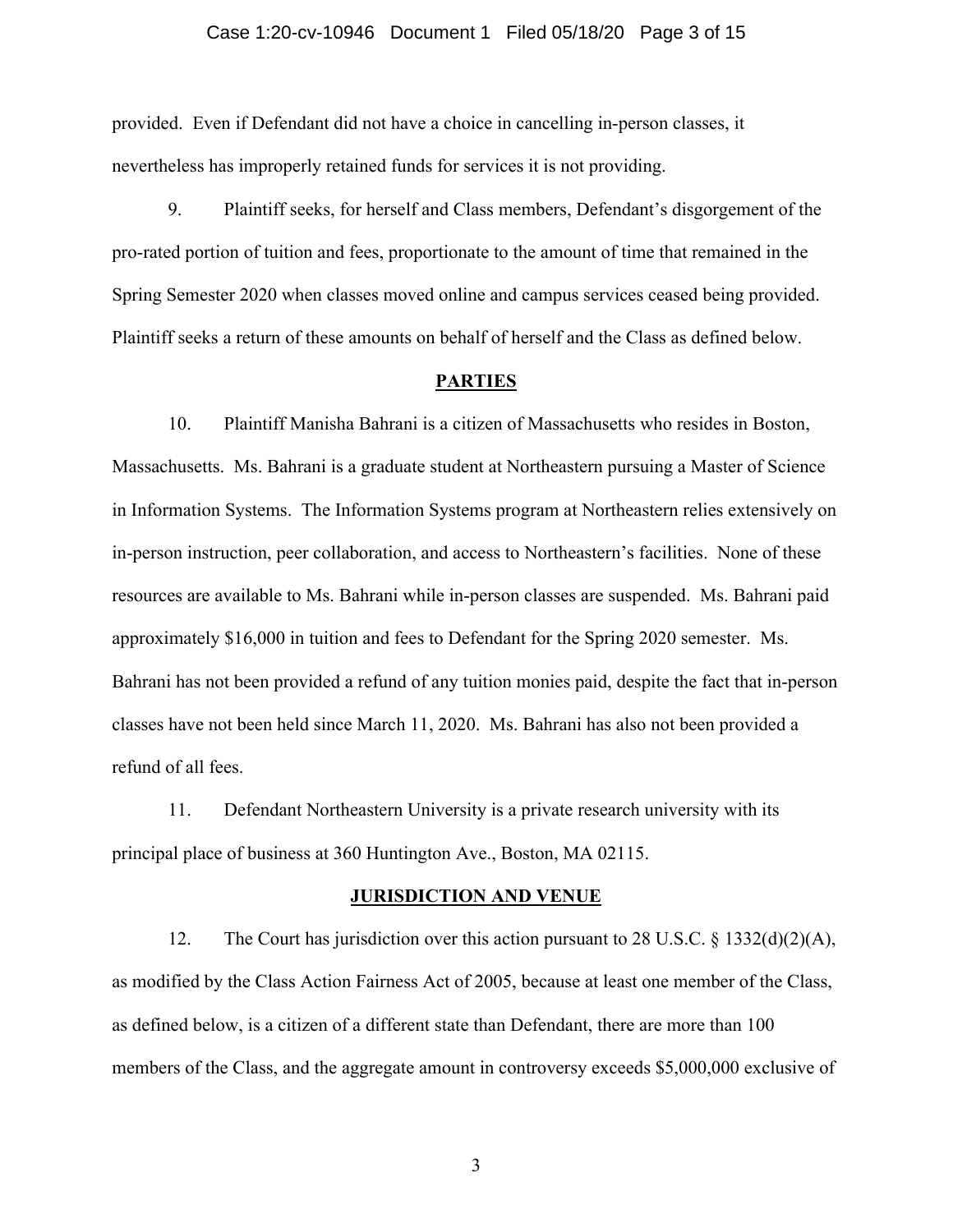provided. Even if Defendant did not have a choice in cancelling in-person classes, it nevertheless has improperly retained funds for services it is not providing.

9. Plaintiff seeks, for herself and Class members, Defendant's disgorgement of the pro-rated portion of tuition and fees, proportionate to the amount of time that remained in the Spring Semester 2020 when classes moved online and campus services ceased being provided. Plaintiff seeks a return of these amounts on behalf of herself and the Class as defined below.

## PARTIES

10. Plaintiff Manisha Bahrani is a citizen of Massachusetts who resides in Boston, Massachusetts. Ms. Bahrani is a graduate student at Northeastern pursuing a Master of Science in Information Systems. The Information Systems program at Northeastern relies extensively on in-person instruction, peer collaboration, and access to Northeastern's facilities. None of these resources are available to Ms. Bahrani while in-person classes are suspended. Ms. Bahrani paid approximately $16,000 in tuition and fees to Defendant for the Spring 2020 semester. Ms. Bahrani has not been provided a refund of any tuition monies paid, despite the fact that in-person classes have not been held since March 11, 2020. Ms. Bahrani has also not been provided a refund of all fees.

11. Defendant Northeastern University is a private research university with its principal place of business at 360 Huntington Ave., Boston, MA 02115.

## JURISDICTION AND VENUE

12. The Court has jurisdiction over this action pursuant to 28 U.S.C. § 1332(d)(2)(A), as modified by the Class Action Fairness Act of 2005, because at least one member of the Class, as defined below, is a citizen of a different state than Defendant, there are more than 100 members of the Class, and the aggregate amount in controversy exceeds $5,000,000 exclusive of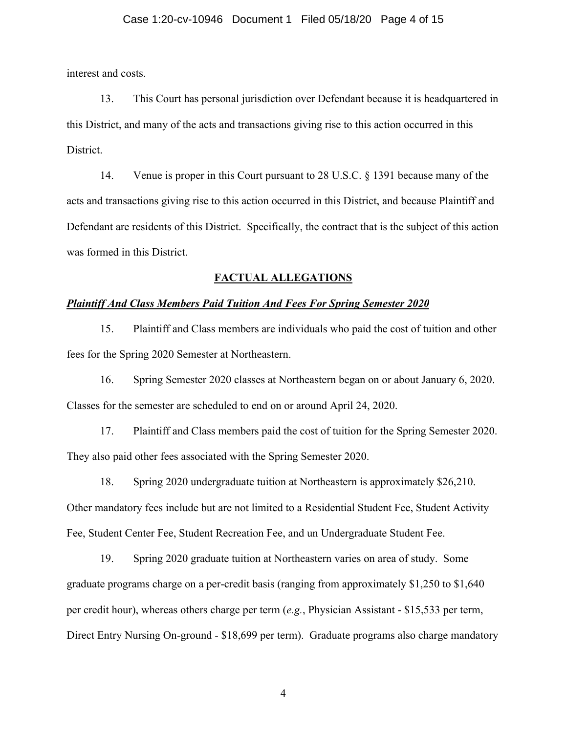interest and costs.

13. This Court has personal jurisdiction over Defendant because it is headquartered in this District, and many of the acts and transactions giving rise to this action occurred in this District.

14. Venue is proper in this Court pursuant to 28 U.S.C. § 1391 because many of the acts and transactions giving rise to this action occurred in this District, and because Plaintiff and Defendant are residents of this District. Specifically, the contract that is the subject of this action was formed in this District.

## FACTUAL ALLEGATIONS

***Plaintiff And Class Members Paid Tuition And Fees For Spring Semester 2020***

15. Plaintiff and Class members are individuals who paid the cost of tuition and other fees for the Spring 2020 Semester at Northeastern.

16. Spring Semester 2020 classes at Northeastern began on or about January 6, 2020. Classes for the semester are scheduled to end on or around April 24, 2020.

17. Plaintiff and Class members paid the cost of tuition for the Spring Semester 2020. They also paid other fees associated with the Spring Semester 2020.

18. Spring 2020 undergraduate tuition at Northeastern is approximately $26,210. Other mandatory fees include but are not limited to a Residential Student Fee, Student Activity Fee, Student Center Fee, Student Recreation Fee, and un Undergraduate Student Fee.

19. Spring 2020 graduate tuition at Northeastern varies on area of study. Some graduate programs charge on a per-credit basis (ranging from approximately $1,250 to $1,640 per credit hour), whereas others charge per term (*e.g.*, Physician Assistant - $15,533 per term, Direct Entry Nursing On-ground - $18,699 per term). Graduate programs also charge mandatory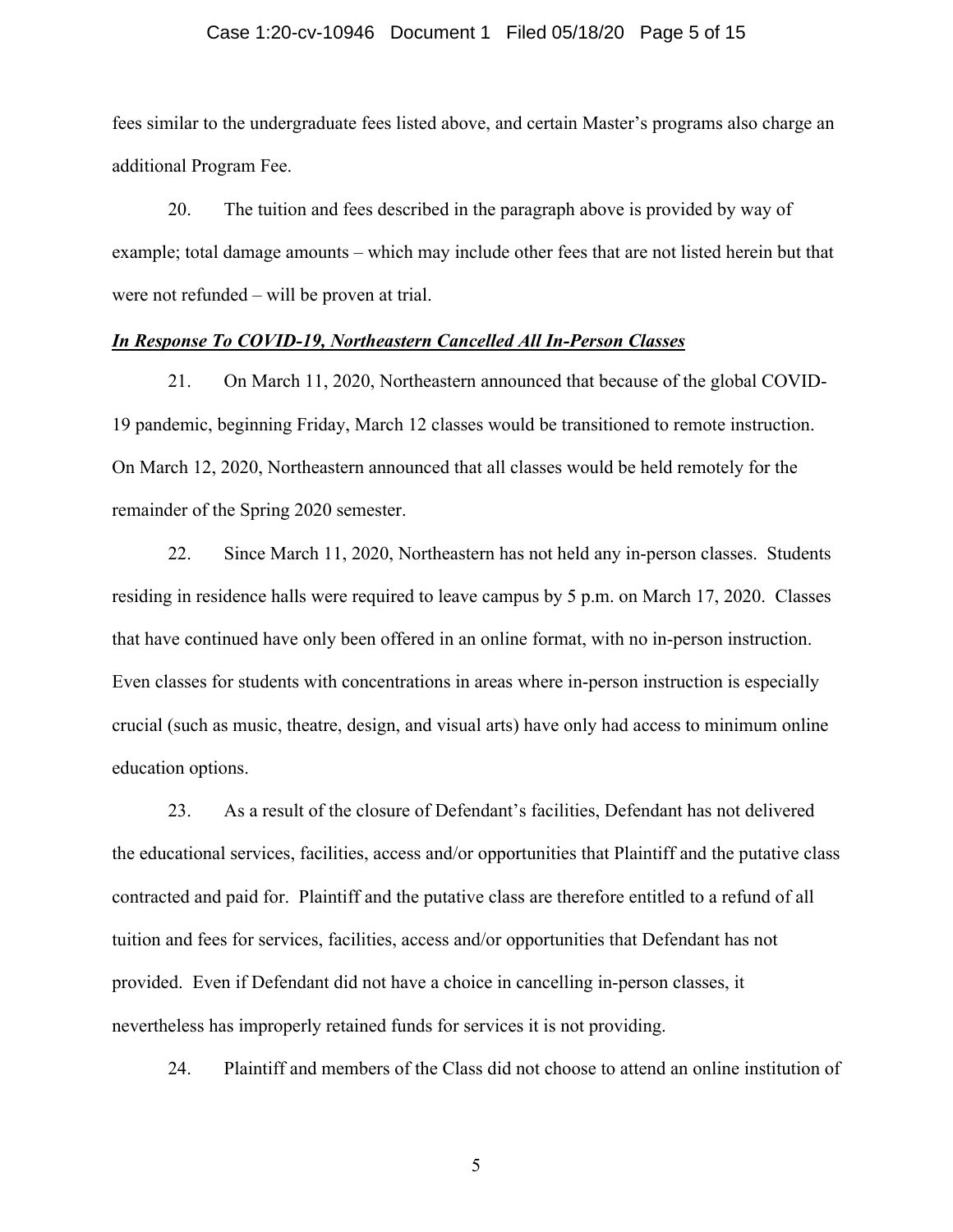fees similar to the undergraduate fees listed above, and certain Master's programs also charge an additional Program Fee.

20. The tuition and fees described in the paragraph above is provided by way of example; total damage amounts – which may include other fees that are not listed herein but that were not refunded – will be proven at trial.

***In Response To COVID-19, Northeastern Cancelled All In-Person Classes***

21. On March 11, 2020, Northeastern announced that because of the global COVID-19 pandemic, beginning Friday, March 12 classes would be transitioned to remote instruction. On March 12, 2020, Northeastern announced that all classes would be held remotely for the remainder of the Spring 2020 semester.

22. Since March 11, 2020, Northeastern has not held any in-person classes. Students residing in residence halls were required to leave campus by 5 p.m. on March 17, 2020. Classes that have continued have only been offered in an online format, with no in-person instruction. Even classes for students with concentrations in areas where in-person instruction is especially crucial (such as music, theatre, design, and visual arts) have only had access to minimum online education options.

23. As a result of the closure of Defendant's facilities, Defendant has not delivered the educational services, facilities, access and/or opportunities that Plaintiff and the putative class contracted and paid for. Plaintiff and the putative class are therefore entitled to a refund of all tuition and fees for services, facilities, access and/or opportunities that Defendant has not provided. Even if Defendant did not have a choice in cancelling in-person classes, it nevertheless has improperly retained funds for services it is not providing.

24. Plaintiff and members of the Class did not choose to attend an online institution of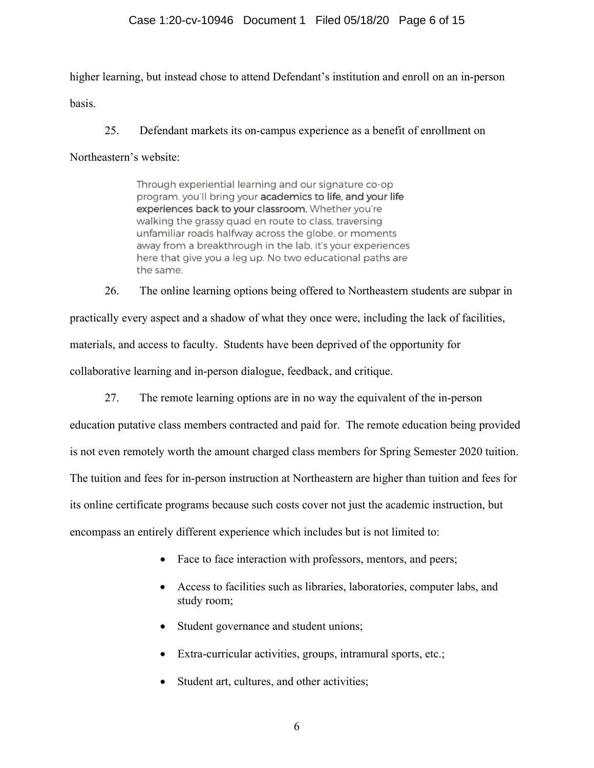higher learning, but instead chose to attend Defendant's institution and enroll on an in-person basis.

25. Defendant markets its on-campus experience as a benefit of enrollment on Northeastern's website:

> Through experiential learning and our signature co-op program, you'll bring your **academics to life, and your life experiences back to your classroom.** Whether you're walking the grassy quad en route to class, traversing unfamiliar roads halfway across the globe, or moments away from a breakthrough in the lab, it's your experiences here that give you a leg up. No two educational paths are the same.

26. The online learning options being offered to Northeastern students are subpar in practically every aspect and a shadow of what they once were, including the lack of facilities, materials, and access to faculty. Students have been deprived of the opportunity for collaborative learning and in-person dialogue, feedback, and critique.

27. The remote learning options are in no way the equivalent of the in-person education putative class members contracted and paid for. The remote education being provided is not even remotely worth the amount charged class members for Spring Semester 2020 tuition. The tuition and fees for in-person instruction at Northeastern are higher than tuition and fees for its online certificate programs because such costs cover not just the academic instruction, but encompass an entirely different experience which includes but is not limited to:

- Face to face interaction with professors, mentors, and peers;
- Access to facilities such as libraries, laboratories, computer labs, and study room;
- Student governance and student unions;
- Extra-curricular activities, groups, intramural sports, etc.;
- Student art, cultures, and other activities;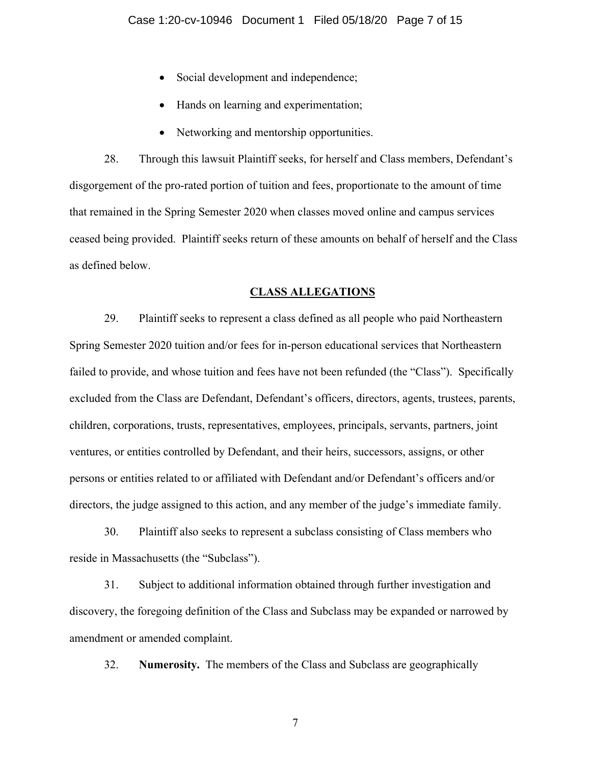- Social development and independence;
- Hands on learning and experimentation;
- Networking and mentorship opportunities.

28. Through this lawsuit Plaintiff seeks, for herself and Class members, Defendant's disgorgement of the pro-rated portion of tuition and fees, proportionate to the amount of time that remained in the Spring Semester 2020 when classes moved online and campus services ceased being provided. Plaintiff seeks return of these amounts on behalf of herself and the Class as defined below.

## CLASS ALLEGATIONS

29. Plaintiff seeks to represent a class defined as all people who paid Northeastern Spring Semester 2020 tuition and/or fees for in-person educational services that Northeastern failed to provide, and whose tuition and fees have not been refunded (the "Class"). Specifically excluded from the Class are Defendant, Defendant's officers, directors, agents, trustees, parents, children, corporations, trusts, representatives, employees, principals, servants, partners, joint ventures, or entities controlled by Defendant, and their heirs, successors, assigns, or other persons or entities related to or affiliated with Defendant and/or Defendant's officers and/or directors, the judge assigned to this action, and any member of the judge's immediate family.

30. Plaintiff also seeks to represent a subclass consisting of Class members who reside in Massachusetts (the "Subclass").

31. Subject to additional information obtained through further investigation and discovery, the foregoing definition of the Class and Subclass may be expanded or narrowed by amendment or amended complaint.

32. **Numerosity.** The members of the Class and Subclass are geographically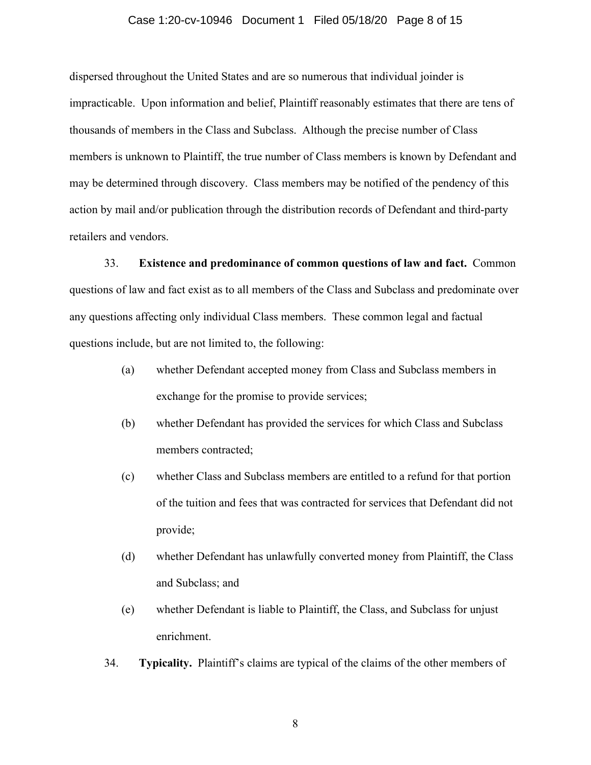dispersed throughout the United States and are so numerous that individual joinder is impracticable. Upon information and belief, Plaintiff reasonably estimates that there are tens of thousands of members in the Class and Subclass. Although the precise number of Class members is unknown to Plaintiff, the true number of Class members is known by Defendant and may be determined through discovery. Class members may be notified of the pendency of this action by mail and/or publication through the distribution records of Defendant and third-party retailers and vendors.

33. **Existence and predominance of common questions of law and fact.** Common questions of law and fact exist as to all members of the Class and Subclass and predominate over any questions affecting only individual Class members. These common legal and factual questions include, but are not limited to, the following:

(a) whether Defendant accepted money from Class and Subclass members in exchange for the promise to provide services;

(b) whether Defendant has provided the services for which Class and Subclass members contracted;

(c) whether Class and Subclass members are entitled to a refund for that portion of the tuition and fees that was contracted for services that Defendant did not provide;

(d) whether Defendant has unlawfully converted money from Plaintiff, the Class and Subclass; and

(e) whether Defendant is liable to Plaintiff, the Class, and Subclass for unjust enrichment.

34. **Typicality.** Plaintiff's claims are typical of the claims of the other members of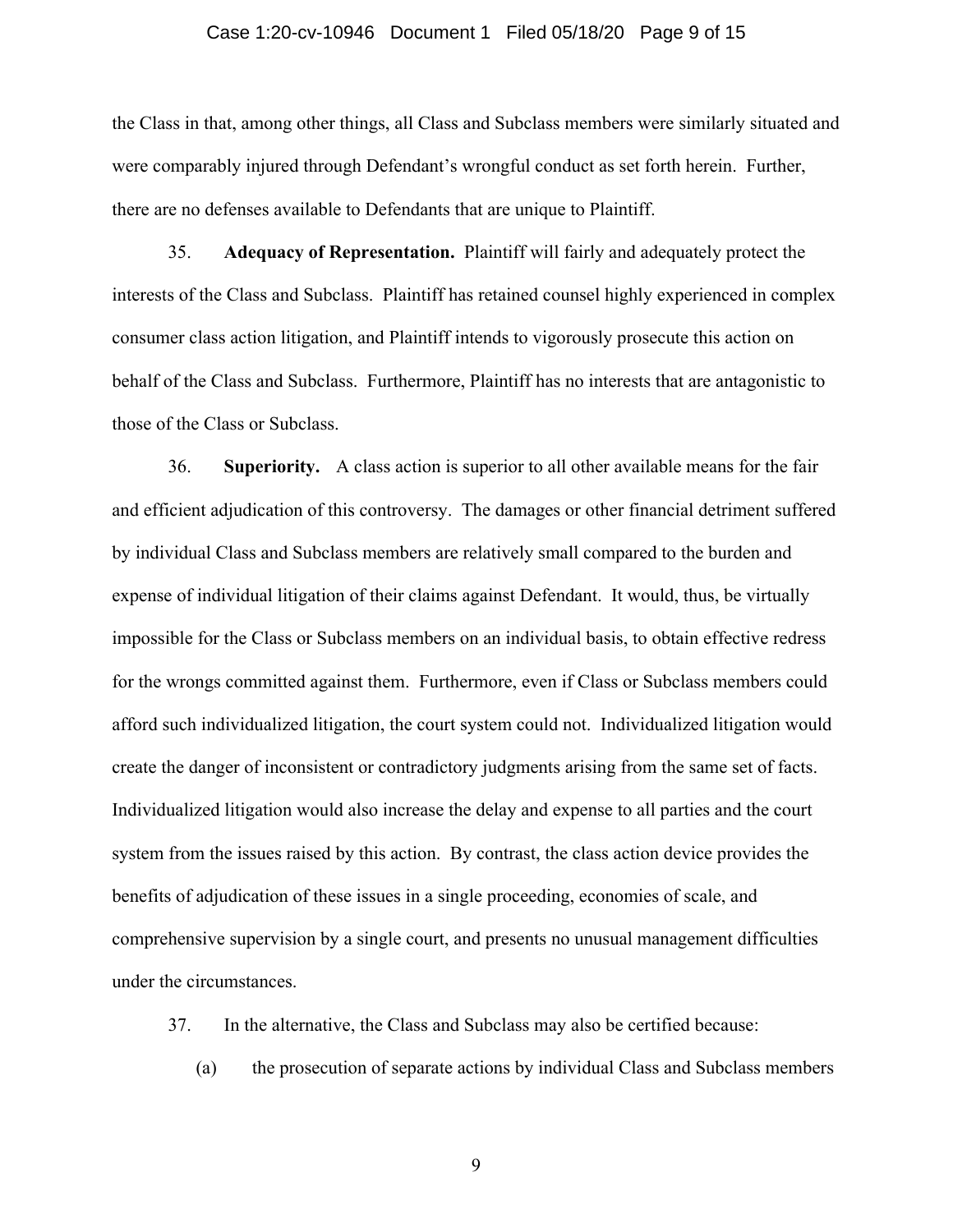the Class in that, among other things, all Class and Subclass members were similarly situated and were comparably injured through Defendant's wrongful conduct as set forth herein. Further, there are no defenses available to Defendants that are unique to Plaintiff.

35. **Adequacy of Representation.** Plaintiff will fairly and adequately protect the interests of the Class and Subclass. Plaintiff has retained counsel highly experienced in complex consumer class action litigation, and Plaintiff intends to vigorously prosecute this action on behalf of the Class and Subclass. Furthermore, Plaintiff has no interests that are antagonistic to those of the Class or Subclass.

36. **Superiority.** A class action is superior to all other available means for the fair and efficient adjudication of this controversy. The damages or other financial detriment suffered by individual Class and Subclass members are relatively small compared to the burden and expense of individual litigation of their claims against Defendant. It would, thus, be virtually impossible for the Class or Subclass members on an individual basis, to obtain effective redress for the wrongs committed against them. Furthermore, even if Class or Subclass members could afford such individualized litigation, the court system could not. Individualized litigation would create the danger of inconsistent or contradictory judgments arising from the same set of facts. Individualized litigation would also increase the delay and expense to all parties and the court system from the issues raised by this action. By contrast, the class action device provides the benefits of adjudication of these issues in a single proceeding, economies of scale, and comprehensive supervision by a single court, and presents no unusual management difficulties under the circumstances.

37. In the alternative, the Class and Subclass may also be certified because:

(a) the prosecution of separate actions by individual Class and Subclass members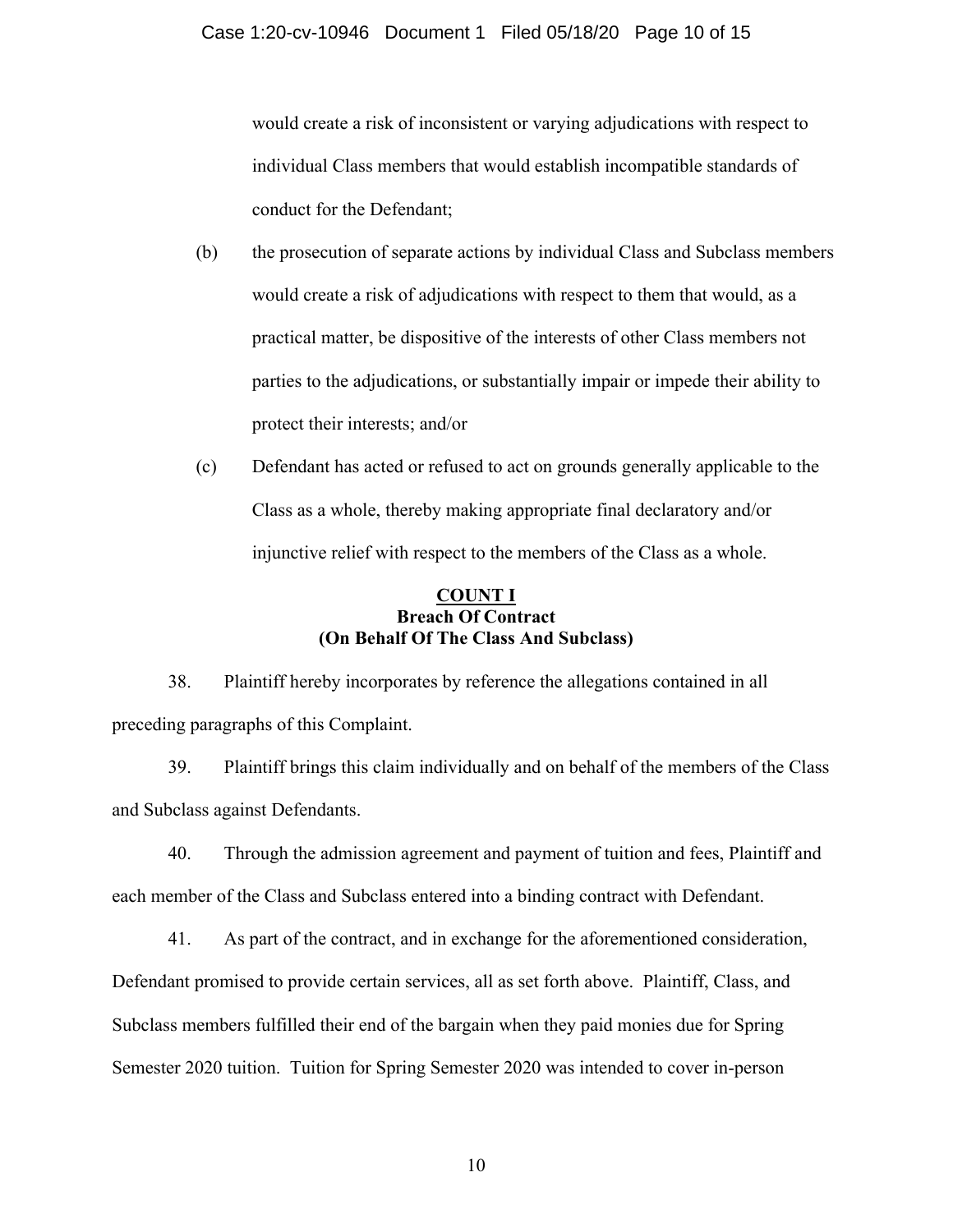would create a risk of inconsistent or varying adjudications with respect to individual Class members that would establish incompatible standards of conduct for the Defendant;

(b) the prosecution of separate actions by individual Class and Subclass members would create a risk of adjudications with respect to them that would, as a practical matter, be dispositive of the interests of other Class members not parties to the adjudications, or substantially impair or impede their ability to protect their interests; and/or

(c) Defendant has acted or refused to act on grounds generally applicable to the Class as a whole, thereby making appropriate final declaratory and/or injunctive relief with respect to the members of the Class as a whole.

## COUNT I
## Breach Of Contract
## (On Behalf Of The Class And Subclass)

38. Plaintiff hereby incorporates by reference the allegations contained in all preceding paragraphs of this Complaint.

39. Plaintiff brings this claim individually and on behalf of the members of the Class and Subclass against Defendants.

40. Through the admission agreement and payment of tuition and fees, Plaintiff and each member of the Class and Subclass entered into a binding contract with Defendant.

41. As part of the contract, and in exchange for the aforementioned consideration, Defendant promised to provide certain services, all as set forth above. Plaintiff, Class, and Subclass members fulfilled their end of the bargain when they paid monies due for Spring Semester 2020 tuition. Tuition for Spring Semester 2020 was intended to cover in-person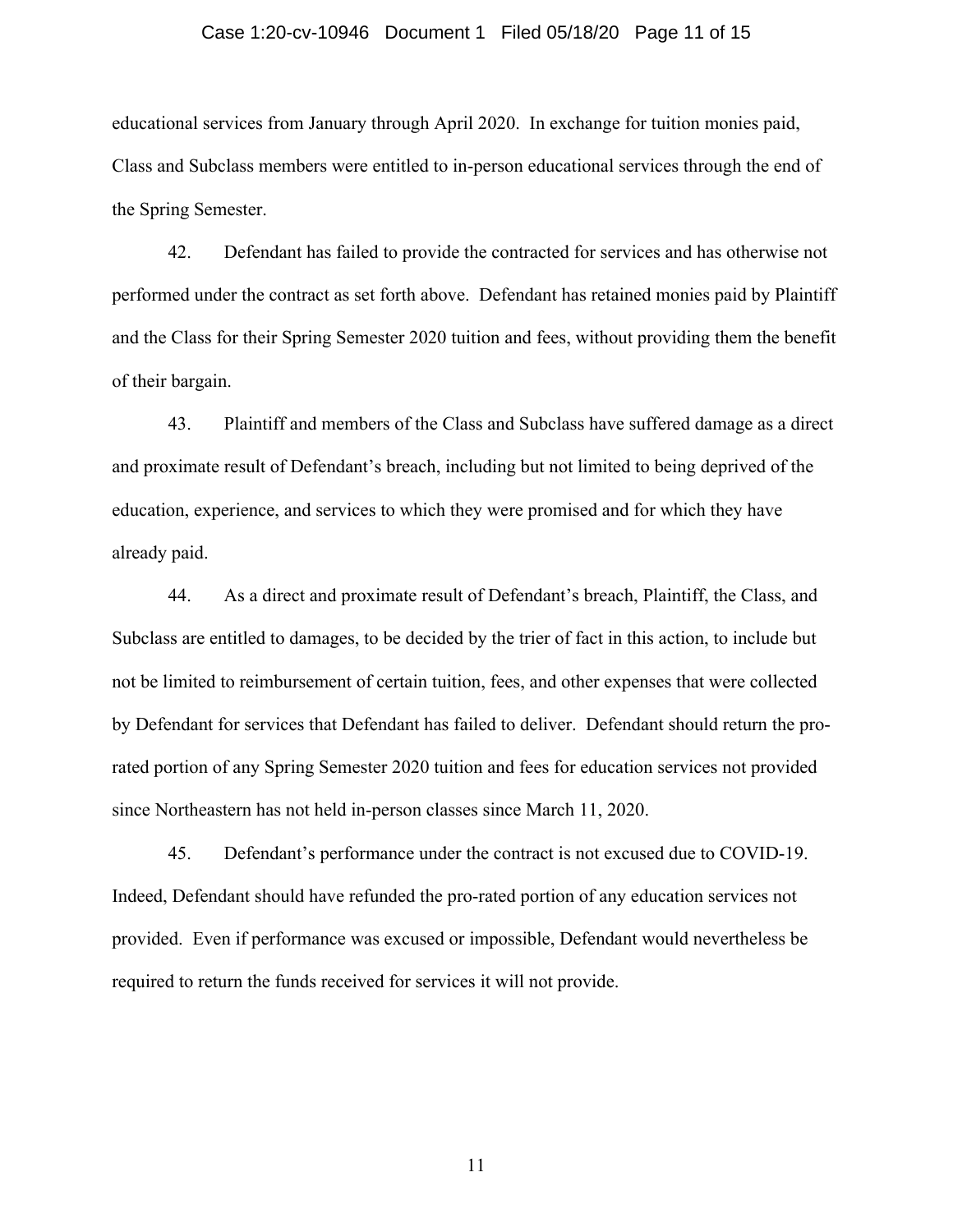educational services from January through April 2020. In exchange for tuition monies paid, Class and Subclass members were entitled to in-person educational services through the end of the Spring Semester.

42. Defendant has failed to provide the contracted for services and has otherwise not performed under the contract as set forth above. Defendant has retained monies paid by Plaintiff and the Class for their Spring Semester 2020 tuition and fees, without providing them the benefit of their bargain.

43. Plaintiff and members of the Class and Subclass have suffered damage as a direct and proximate result of Defendant's breach, including but not limited to being deprived of the education, experience, and services to which they were promised and for which they have already paid.

44. As a direct and proximate result of Defendant's breach, Plaintiff, the Class, and Subclass are entitled to damages, to be decided by the trier of fact in this action, to include but not be limited to reimbursement of certain tuition, fees, and other expenses that were collected by Defendant for services that Defendant has failed to deliver. Defendant should return the pro-rated portion of any Spring Semester 2020 tuition and fees for education services not provided since Northeastern has not held in-person classes since March 11, 2020.

45. Defendant's performance under the contract is not excused due to COVID-19. Indeed, Defendant should have refunded the pro-rated portion of any education services not provided. Even if performance was excused or impossible, Defendant would nevertheless be required to return the funds received for services it will not provide.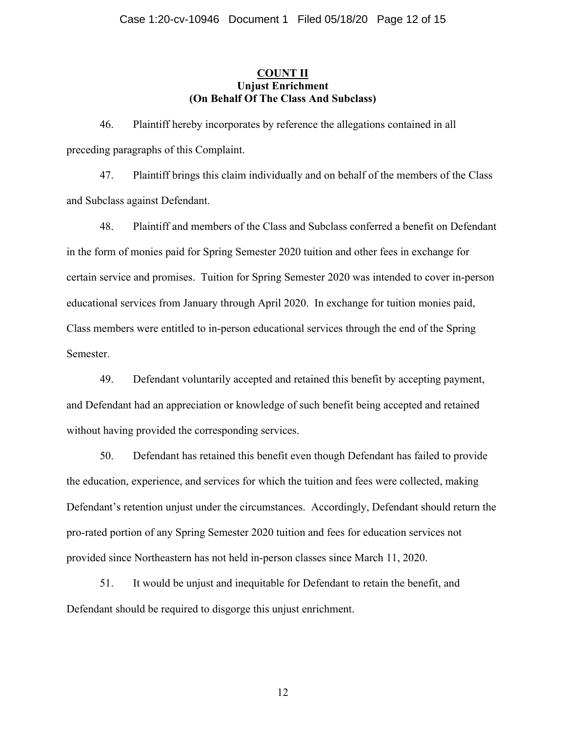**COUNT II**
**Unjust Enrichment**
**(On Behalf Of The Class And Subclass)**

46. Plaintiff hereby incorporates by reference the allegations contained in all preceding paragraphs of this Complaint.

47. Plaintiff brings this claim individually and on behalf of the members of the Class and Subclass against Defendant.

48. Plaintiff and members of the Class and Subclass conferred a benefit on Defendant in the form of monies paid for Spring Semester 2020 tuition and other fees in exchange for certain service and promises. Tuition for Spring Semester 2020 was intended to cover in-person educational services from January through April 2020. In exchange for tuition monies paid, Class members were entitled to in-person educational services through the end of the Spring Semester.

49. Defendant voluntarily accepted and retained this benefit by accepting payment, and Defendant had an appreciation or knowledge of such benefit being accepted and retained without having provided the corresponding services.

50. Defendant has retained this benefit even though Defendant has failed to provide the education, experience, and services for which the tuition and fees were collected, making Defendant's retention unjust under the circumstances. Accordingly, Defendant should return the pro-rated portion of any Spring Semester 2020 tuition and fees for education services not provided since Northeastern has not held in-person classes since March 11, 2020.

51. It would be unjust and inequitable for Defendant to retain the benefit, and Defendant should be required to disgorge this unjust enrichment.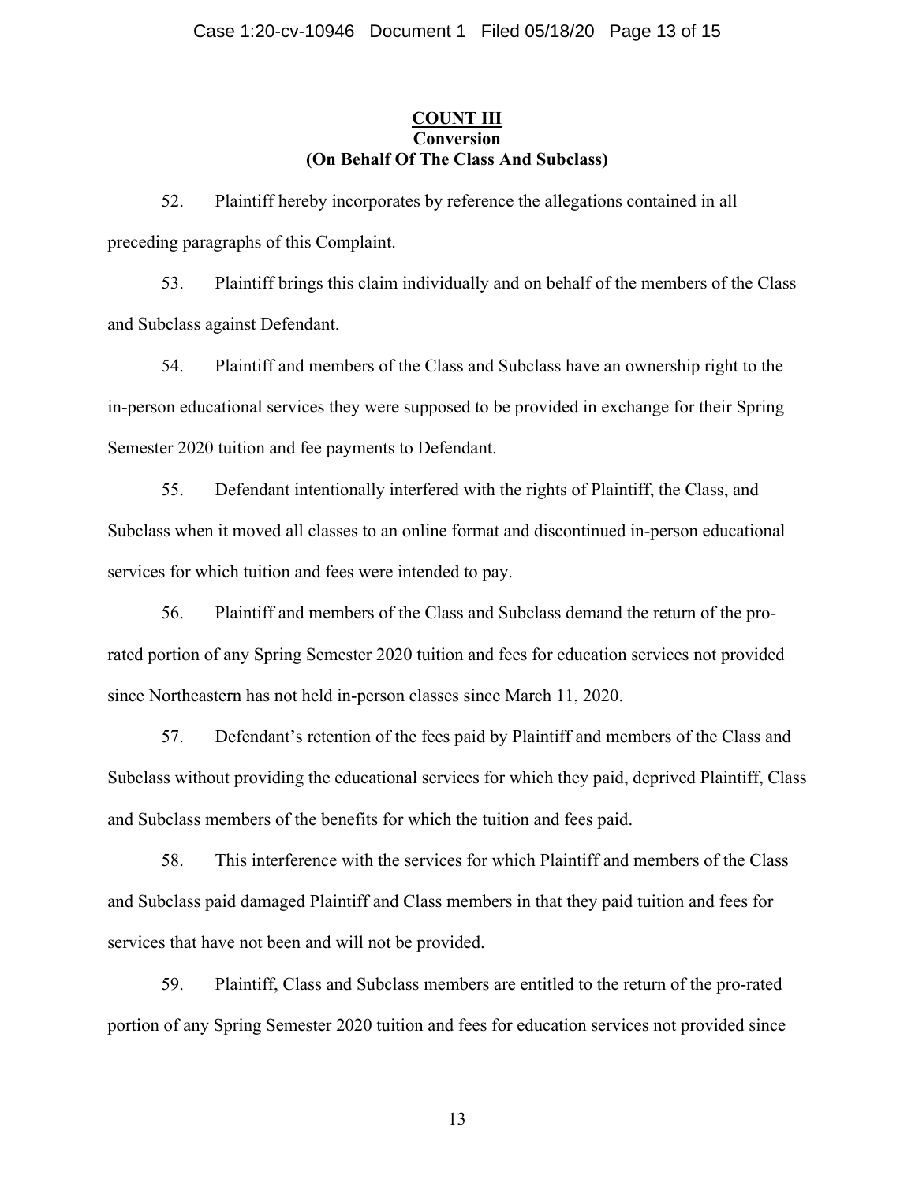**COUNT III**
**Conversion**
**(On Behalf Of The Class And Subclass)**

52. Plaintiff hereby incorporates by reference the allegations contained in all preceding paragraphs of this Complaint.

53. Plaintiff brings this claim individually and on behalf of the members of the Class and Subclass against Defendant.

54. Plaintiff and members of the Class and Subclass have an ownership right to the in-person educational services they were supposed to be provided in exchange for their Spring Semester 2020 tuition and fee payments to Defendant.

55. Defendant intentionally interfered with the rights of Plaintiff, the Class, and Subclass when it moved all classes to an online format and discontinued in-person educational services for which tuition and fees were intended to pay.

56. Plaintiff and members of the Class and Subclass demand the return of the pro-rated portion of any Spring Semester 2020 tuition and fees for education services not provided since Northeastern has not held in-person classes since March 11, 2020.

57. Defendant's retention of the fees paid by Plaintiff and members of the Class and Subclass without providing the educational services for which they paid, deprived Plaintiff, Class and Subclass members of the benefits for which the tuition and fees paid.

58. This interference with the services for which Plaintiff and members of the Class and Subclass paid damaged Plaintiff and Class members in that they paid tuition and fees for services that have not been and will not be provided.

59. Plaintiff, Class and Subclass members are entitled to the return of the pro-rated portion of any Spring Semester 2020 tuition and fees for education services not provided since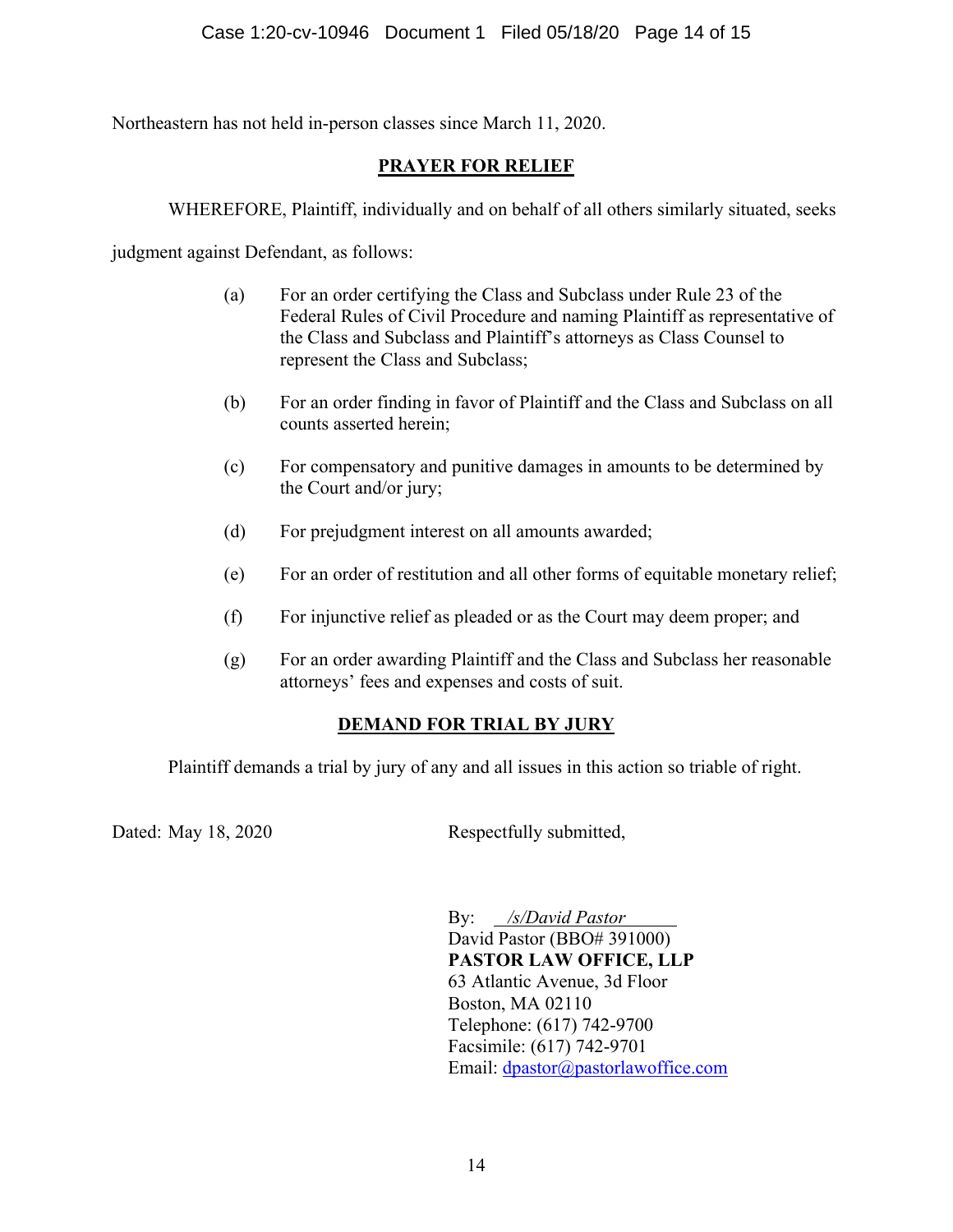Northeastern has not held in-person classes since March 11, 2020.

## PRAYER FOR RELIEF

WHEREFORE, Plaintiff, individually and on behalf of all others similarly situated, seeks judgment against Defendant, as follows:

(a) For an order certifying the Class and Subclass under Rule 23 of the Federal Rules of Civil Procedure and naming Plaintiff as representative of the Class and Subclass and Plaintiff's attorneys as Class Counsel to represent the Class and Subclass;

(b) For an order finding in favor of Plaintiff and the Class and Subclass on all counts asserted herein;

(c) For compensatory and punitive damages in amounts to be determined by the Court and/or jury;

(d) For prejudgment interest on all amounts awarded;

(e) For an order of restitution and all other forms of equitable monetary relief;

(f) For injunctive relief as pleaded or as the Court may deem proper; and

(g) For an order awarding Plaintiff and the Class and Subclass her reasonable attorneys' fees and expenses and costs of suit.

## DEMAND FOR TRIAL BY JURY

Plaintiff demands a trial by jury of any and all issues in this action so triable of right.

Dated: May 18, 2020

Respectfully submitted,

By: */s/David Pastor*
David Pastor (BBO# 391000)
**PASTOR LAW OFFICE, LLP**
63 Atlantic Avenue, 3d Floor
Boston, MA 02110
Telephone: (617) 742-9700
Facsimile: (617) 742-9701
Email: dpastor@pastorlawoffice.com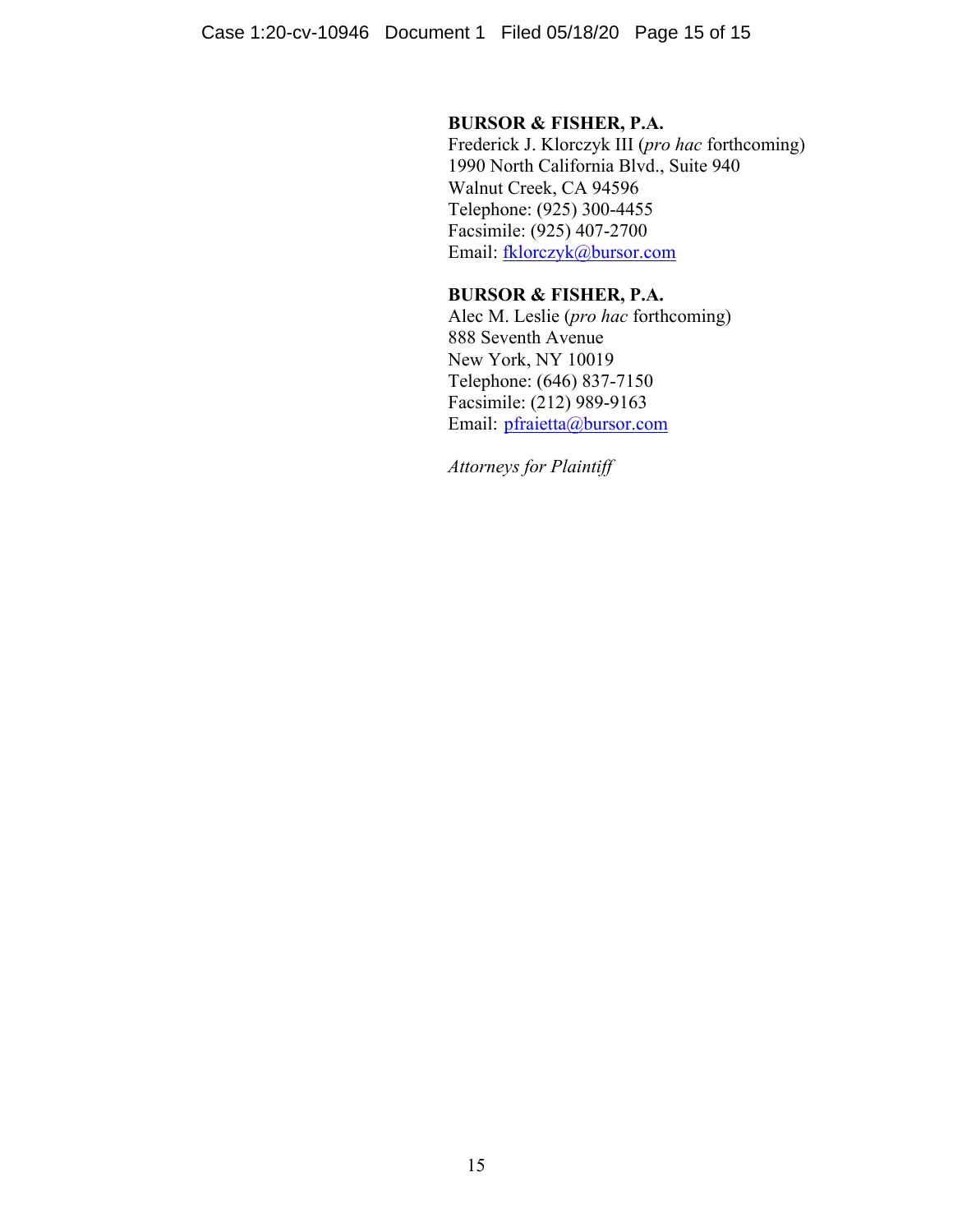**BURSOR & FISHER, P.A.**
Frederick J. Klorczyk III (*pro hac* forthcoming)
1990 North California Blvd., Suite 940
Walnut Creek, CA 94596
Telephone: (925) 300-4455
Facsimile: (925) 407-2700
Email: fklorczyk@bursor.com

**BURSOR & FISHER, P.A.**
Alec M. Leslie (*pro hac* forthcoming)
888 Seventh Avenue
New York, NY 10019
Telephone: (646) 837-7150
Facsimile: (212) 989-9163
Email: pfraietta@bursor.com

*Attorneys for Plaintiff*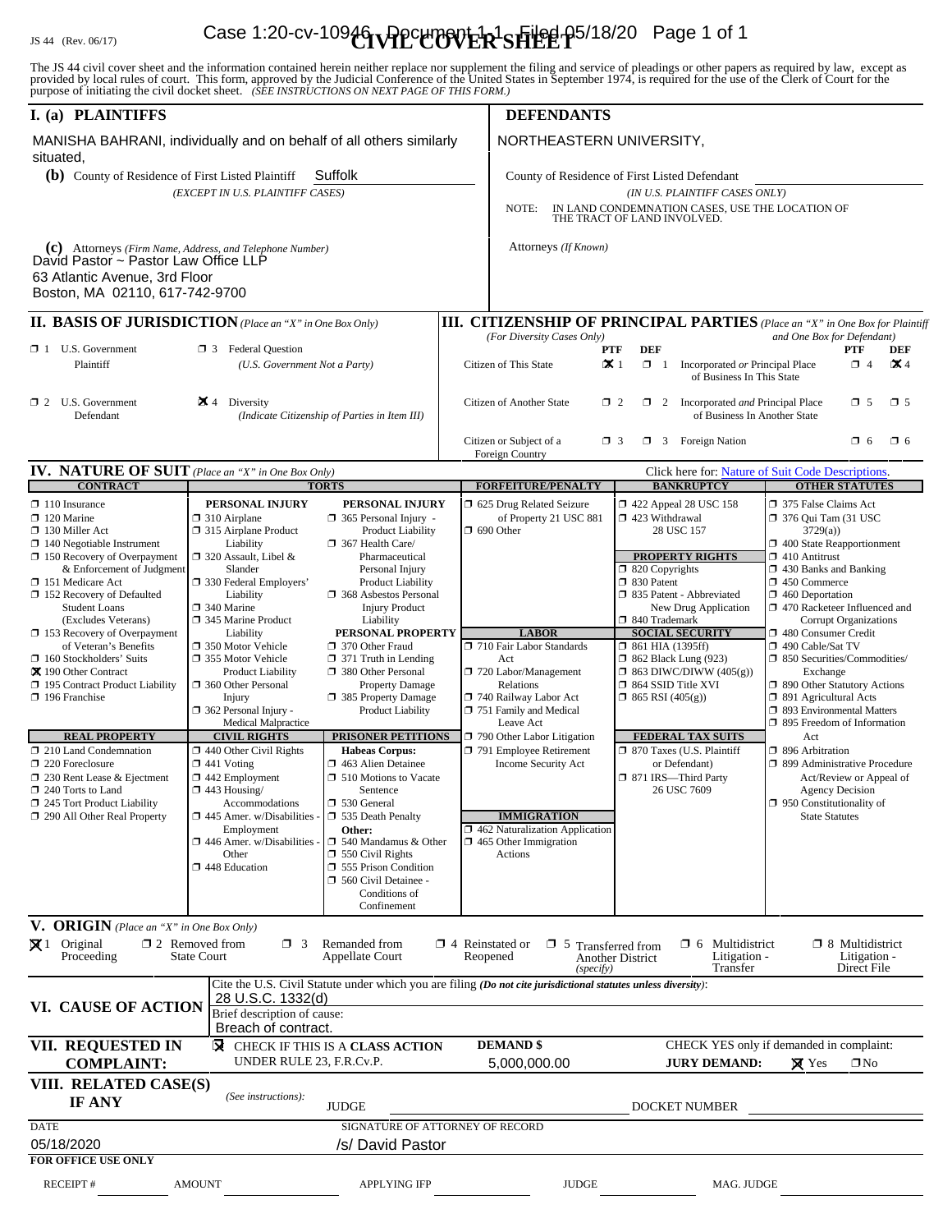JS 44 (Rev. 06/17)

# CIVIL COVER SHEET

The JS 44 civil cover sheet and the information contained herein neither replace nor supplement the filing and service of pleadings or other papers as required by law, except as provided by local rules of court. This form, approved by the Judicial Conference of the United States in September 1974, is required for the use of the Clerk of Court for the purpose of initiating the civil docket sheet. *(SEE INSTRUCTIONS ON NEXT PAGE OF THIS FORM.)*

## I. (a) PLAINTIFFS

MANISHA BAHRANI, individually and on behalf of all others similarly situated,

**(b)** County of Residence of First Listed Plaintiff: Suffolk
*(EXCEPT IN U.S. PLAINTIFF CASES)*

**(c)** Attorneys *(Firm Name, Address, and Telephone Number)*
David Pastor ~ Pastor Law Office LLP
63 Atlantic Avenue, 3rd Floor
Boston, MA 02110, 617-742-9700

## DEFENDANTS

NORTHEASTERN UNIVERSITY,

County of Residence of First Listed Defendant
*(IN U.S. PLAINTIFF CASES ONLY)*

NOTE: IN LAND CONDEMNATION CASES, USE THE LOCATION OF THE TRACT OF LAND INVOLVED.

Attorneys *(If Known)*

## II. BASIS OF JURISDICTION *(Place an "X" in One Box Only)*

- ☐ 1 U.S. Government Plaintiff
- ☐ 3 Federal Question *(U.S. Government Not a Party)*
- ☐ 2 U.S. Government Defendant
- ☒ 4 Diversity *(Indicate Citizenship of Parties in Item III)*

## III. CITIZENSHIP OF PRINCIPAL PARTIES *(Place an "X" in One Box for Plaintiff and One Box for Defendant)*

*(For Diversity Cases Only)*

| | PTF | DEF | | PTF | DEF |
|---|---|---|---|---|---|
| Citizen of This State | ☒ 1 | ☐ 1 | Incorporated *or* Principal Place of Business In This State | ☐ 4 | ☒ 4 |
| Citizen of Another State | ☐ 2 | ☐ 2 | Incorporated *and* Principal Place of Business In Another State | ☐ 5 | ☐ 5 |
| Citizen or Subject of a Foreign Country | ☐ 3 | ☐ 3 | Foreign Nation | ☐ 6 | ☐ 6 |

## IV. NATURE OF SUIT *(Place an "X" in One Box Only)*

Click here for: Nature of Suit Code Descriptions.

**CONTRACT**
- ☐ 110 Insurance
- ☐ 120 Marine
- ☐ 130 Miller Act
- ☐ 140 Negotiable Instrument
- ☐ 150 Recovery of Overpayment & Enforcement of Judgment
- ☐ 151 Medicare Act
- ☐ 152 Recovery of Defaulted Student Loans (Excludes Veterans)
- ☐ 153 Recovery of Overpayment of Veteran's Benefits
- ☐ 160 Stockholders' Suits
- ☒ 190 Other Contract
- ☐ 195 Contract Product Liability
- ☐ 196 Franchise

**REAL PROPERTY**
- ☐ 210 Land Condemnation
- ☐ 220 Foreclosure
- ☐ 230 Rent Lease & Ejectment
- ☐ 240 Torts to Land
- ☐ 245 Tort Product Liability
- ☐ 290 All Other Real Property

**TORTS**

PERSONAL INJURY
- ☐ 310 Airplane
- ☐ 315 Airplane Product Liability
- ☐ 320 Assault, Libel & Slander
- ☐ 330 Federal Employers' Liability
- ☐ 340 Marine
- ☐ 345 Marine Product Liability
- ☐ 350 Motor Vehicle
- ☐ 355 Motor Vehicle Product Liability
- ☐ 360 Other Personal Injury
- ☐ 362 Personal Injury - Medical Malpractice

PERSONAL INJURY
- ☐ 365 Personal Injury - Product Liability
- ☐ 367 Health Care/ Pharmaceutical Personal Injury Product Liability
- ☐ 368 Asbestos Personal Injury Product Liability

PERSONAL PROPERTY
- ☐ 370 Other Fraud
- ☐ 371 Truth in Lending
- ☐ 380 Other Personal Property Damage
- ☐ 385 Property Damage Product Liability

**CIVIL RIGHTS**
- ☐ 440 Other Civil Rights
- ☐ 441 Voting
- ☐ 442 Employment
- ☐ 443 Housing/ Accommodations
- ☐ 445 Amer. w/Disabilities - Employment
- ☐ 446 Amer. w/Disabilities - Other
- ☐ 448 Education

**PRISONER PETITIONS**

Habeas Corpus:
- ☐ 463 Alien Detainee
- ☐ 510 Motions to Vacate Sentence
- ☐ 530 General
- ☐ 535 Death Penalty

Other:
- ☐ 540 Mandamus & Other
- ☐ 550 Civil Rights
- ☐ 555 Prison Condition
- ☐ 560 Civil Detainee - Conditions of Confinement

**FORFEITURE/PENALTY**
- ☐ 625 Drug Related Seizure of Property 21 USC 881
- ☐ 690 Other

**LABOR**
- ☐ 710 Fair Labor Standards Act
- ☐ 720 Labor/Management Relations
- ☐ 740 Railway Labor Act
- ☐ 751 Family and Medical Leave Act
- ☐ 790 Other Labor Litigation
- ☐ 791 Employee Retirement Income Security Act

**IMMIGRATION**
- ☐ 462 Naturalization Application
- ☐ 465 Other Immigration Actions

**BANKRUPTCY**
- ☐ 422 Appeal 28 USC 158
- ☐ 423 Withdrawal 28 USC 157

**PROPERTY RIGHTS**
- ☐ 820 Copyrights
- ☐ 830 Patent
- ☐ 835 Patent - Abbreviated New Drug Application
- ☐ 840 Trademark

**SOCIAL SECURITY**
- ☐ 861 HIA (1395ff)
- ☐ 862 Black Lung (923)
- ☐ 863 DIWC/DIWW (405(g))
- ☐ 864 SSID Title XVI
- ☐ 865 RSI (405(g))

**FEDERAL TAX SUITS**
- ☐ 870 Taxes (U.S. Plaintiff or Defendant)
- ☐ 871 IRS—Third Party 26 USC 7609

**OTHER STATUTES**
- ☐ 375 False Claims Act
- ☐ 376 Qui Tam (31 USC 3729(a))
- ☐ 400 State Reapportionment
- ☐ 410 Antitrust
- ☐ 430 Banks and Banking
- ☐ 450 Commerce
- ☐ 460 Deportation
- ☐ 470 Racketeer Influenced and Corrupt Organizations
- ☐ 480 Consumer Credit
- ☐ 490 Cable/Sat TV
- ☐ 850 Securities/Commodities/ Exchange
- ☐ 890 Other Statutory Actions
- ☐ 891 Agricultural Acts
- ☐ 893 Environmental Matters
- ☐ 895 Freedom of Information Act
- ☐ 896 Arbitration
- ☐ 899 Administrative Procedure Act/Review or Appeal of Agency Decision
- ☐ 950 Constitutionality of State Statutes

## V. ORIGIN *(Place an "X" in One Box Only)*

- ☒ 1 Original Proceeding
- ☐ 2 Removed from State Court
- ☐ 3 Remanded from Appellate Court
- ☐ 4 Reinstated or Reopened
- ☐ 5 Transferred from Another District *(specify)*
- ☐ 6 Multidistrict Litigation - Transfer
- ☐ 8 Multidistrict Litigation - Direct File

## VI. CAUSE OF ACTION

Cite the U.S. Civil Statute under which you are filing *(Do not cite jurisdictional statutes unless diversity)*:
28 U.S.C. 1332(d)

Brief description of cause:
Breach of contract.

## VII. REQUESTED IN COMPLAINT:

☒ CHECK IF THIS IS A **CLASS ACTION** UNDER RULE 23, F.R.Cv.P.

**DEMAND $** 5,000,000.00

CHECK YES only if demanded in complaint:
**JURY DEMAND:** ☒ Yes ☐ No

## VIII. RELATED CASE(S) IF ANY

*(See instructions):*
JUDGE ____________ DOCKET NUMBER ____________

DATE: 05/18/2020

SIGNATURE OF ATTORNEY OF RECORD: /s/ David Pastor

**FOR OFFICE USE ONLY**

RECEIPT # ______ AMOUNT ______ APPLYING IFP ______ JUDGE ______ MAG. JUDGE ______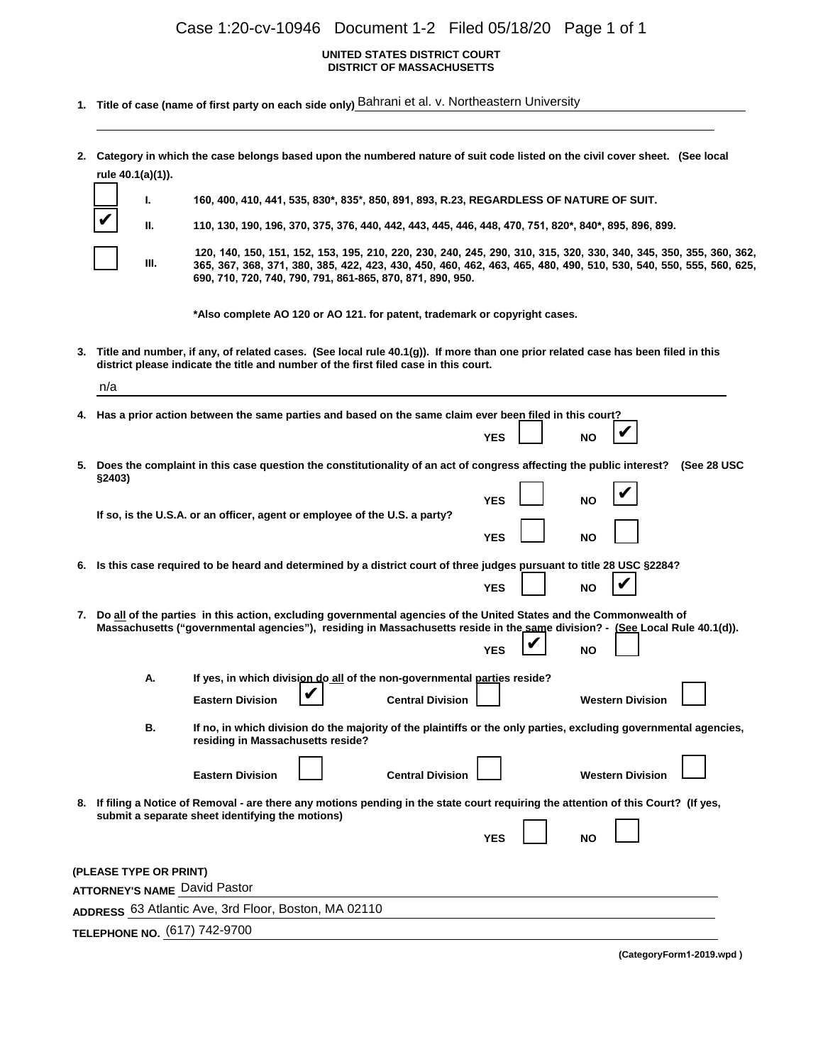**UNITED STATES DISTRICT COURT**
**DISTRICT OF MASSACHUSETTS**

**1. Title of case (name of first party on each side only)** Bahrani et al. v. Northeastern University

**2. Category in which the case belongs based upon the numbered nature of suit code listed on the civil cover sheet. (See local rule 40.1(a)(1)).**

☐ **I.** **160, 400, 410, 441, 535, 830*, 835*, 850, 891, 893, R.23, REGARDLESS OF NATURE OF SUIT.**

☑ **II.** **110, 130, 190, 196, 370, 375, 376, 440, 442, 443, 445, 446, 448, 470, 751, 820*, 840*, 895, 896, 899.**

☐ **III.** **120, 140, 150, 151, 152, 153, 195, 210, 220, 230, 240, 245, 290, 310, 315, 320, 330, 340, 345, 350, 355, 360, 362, 365, 367, 368, 371, 380, 385, 422, 423, 430, 450, 460, 462, 463, 465, 480, 490, 510, 530, 540, 550, 555, 560, 625, 690, 710, 720, 740, 790, 791, 861-865, 870, 871, 890, 950.**

**\*Also complete AO 120 or AO 121. for patent, trademark or copyright cases.**

**3. Title and number, if any, of related cases. (See local rule 40.1(g)). If more than one prior related case has been filed in this district please indicate the title and number of the first filed case in this court.**

n/a

**4. Has a prior action between the same parties and based on the same claim ever been filed in this court?**

**YES** ☐ **NO** ☑

**5. Does the complaint in this case question the constitutionality of an act of congress affecting the public interest? (See 28 USC §2403)**

**YES** ☐ **NO** ☑

**If so, is the U.S.A. or an officer, agent or employee of the U.S. a party?**

**YES** ☐ **NO** ☐

**6. Is this case required to be heard and determined by a district court of three judges pursuant to title 28 USC §2284?**

**YES** ☐ **NO** ☑

**7. Do all of the parties in this action, excluding governmental agencies of the United States and the Commonwealth of Massachusetts ("governmental agencies"), residing in Massachusetts reside in the same division? - (See Local Rule 40.1(d)).**

**YES** ☑ **NO** ☐

**A. If yes, in which division do all of the non-governmental parties reside?**

**Eastern Division** ☑ **Central Division** ☐ **Western Division** ☐

**B. If no, in which division do the majority of the plaintiffs or the only parties, excluding governmental agencies, residing in Massachusetts reside?**

**Eastern Division** ☐ **Central Division** ☐ **Western Division** ☐

**8. If filing a Notice of Removal - are there any motions pending in the state court requiring the attention of this Court? (If yes, submit a separate sheet identifying the motions)**

**YES** ☐ **NO** ☐

**(PLEASE TYPE OR PRINT)**

**ATTORNEY'S NAME** David Pastor

**ADDRESS** 63 Atlantic Ave, 3rd Floor, Boston, MA 02110

**TELEPHONE NO.** (617) 742-9700

**(CategoryForm1-2019.wpd )**